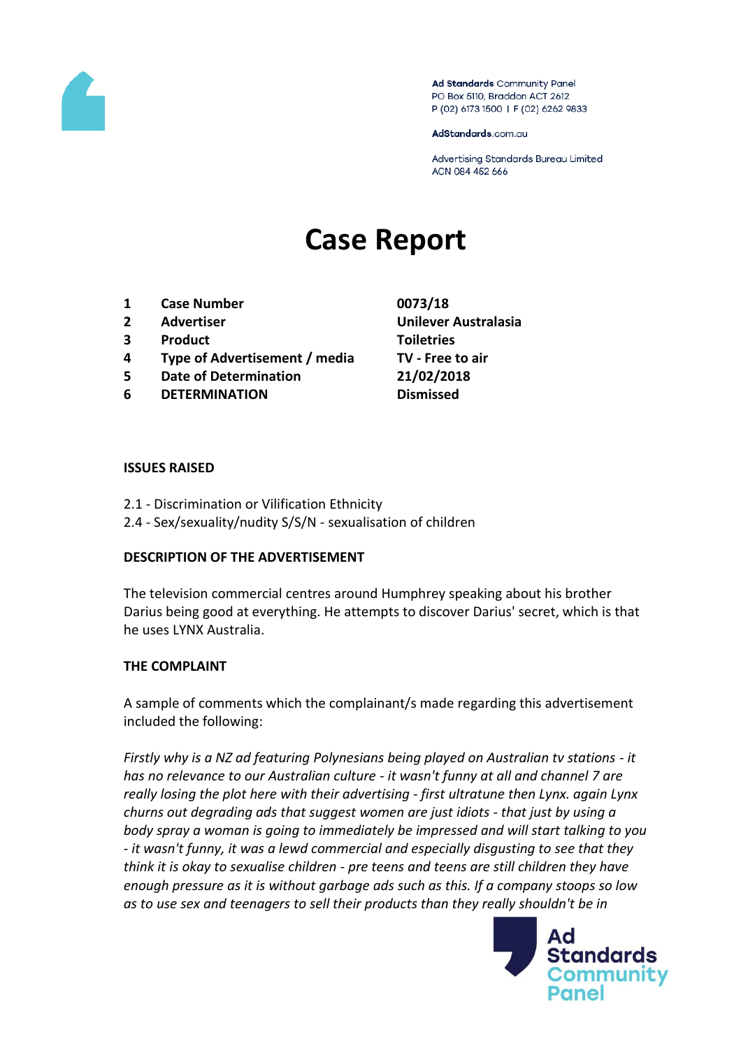Ad Standards Community Panel
PO Box 5110, Braddon ACT 2612
P (02) 6173 1500 | F (02) 6262 9833

AdStandards.com.au

Advertising Standards Bureau Limited
ACN 084 452 666

# Case Report

| | | |
|---|---|---|
| 1 | **Case Number** | **0073/18** |
| 2 | **Advertiser** | **Unilever Australasia** |
| 3 | **Product** | **Toiletries** |
| 4 | **Type of Advertisement / media** | **TV - Free to air** |
| 5 | **Date of Determination** | **21/02/2018** |
| 6 | **DETERMINATION** | **Dismissed** |

**ISSUES RAISED**

2.1 - Discrimination or Vilification Ethnicity
2.4 - Sex/sexuality/nudity S/S/N - sexualisation of children

**DESCRIPTION OF THE ADVERTISEMENT**

The television commercial centres around Humphrey speaking about his brother Darius being good at everything. He attempts to discover Darius' secret, which is that he uses LYNX Australia.

**THE COMPLAINT**

A sample of comments which the complainant/s made regarding this advertisement included the following:

*Firstly why is a NZ ad featuring Polynesians being played on Australian tv stations - it has no relevance to our Australian culture - it wasn't funny at all and channel 7 are really losing the plot here with their advertising - first ultratune then Lynx. again Lynx churns out degrading ads that suggest women are just idiots - that just by using a body spray a woman is going to immediately be impressed and will start talking to you - it wasn't funny, it was a lewd commercial and especially disgusting to see that they think it is okay to sexualise children - pre teens and teens are still children they have enough pressure as it is without garbage ads such as this. If a company stoops so low as to use sex and teenagers to sell their products than they really shouldn't be in*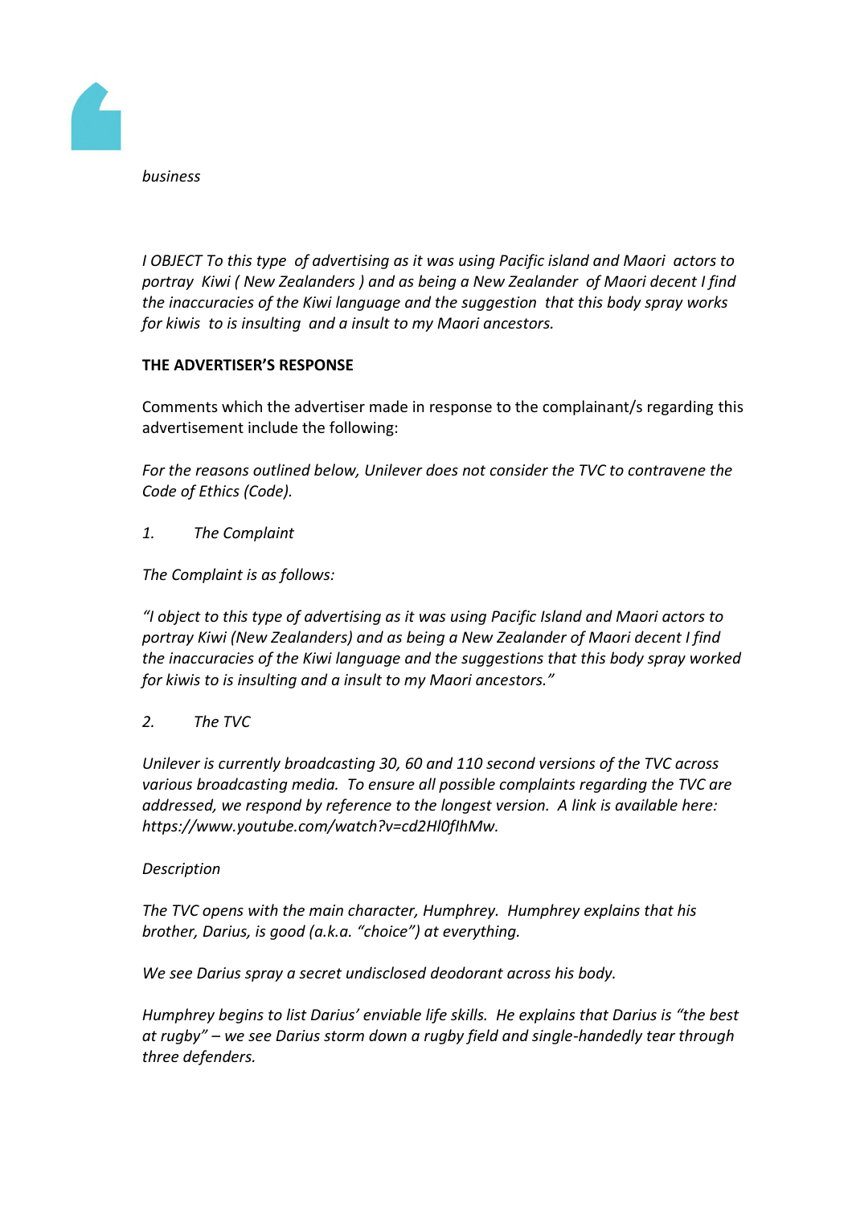*business*

*I OBJECT To this type  of advertising as it was using Pacific island and Maori  actors to portray  Kiwi ( New Zealanders ) and as being a New Zealander  of Maori decent I find the inaccuracies of the Kiwi language and the suggestion  that this body spray works for kiwis  to is insulting  and a insult to my Maori ancestors.*

**THE ADVERTISER'S RESPONSE**

Comments which the advertiser made in response to the complainant/s regarding this advertisement include the following:

*For the reasons outlined below, Unilever does not consider the TVC to contravene the Code of Ethics (Code).*

*1. The Complaint*

*The Complaint is as follows:*

*"I object to this type of advertising as it was using Pacific Island and Maori actors to portray Kiwi (New Zealanders) and as being a New Zealander of Maori decent I find the inaccuracies of the Kiwi language and the suggestions that this body spray worked for kiwis to is insulting and a insult to my Maori ancestors."*

*2. The TVC*

*Unilever is currently broadcasting 30, 60 and 110 second versions of the TVC across various broadcasting media.  To ensure all possible complaints regarding the TVC are addressed, we respond by reference to the longest version.  A link is available here: https://www.youtube.com/watch?v=cd2Hl0fIhMw.*

*Description*

*The TVC opens with the main character, Humphrey.  Humphrey explains that his brother, Darius, is good (a.k.a. "choice") at everything.*

*We see Darius spray a secret undisclosed deodorant across his body.*

*Humphrey begins to list Darius' enviable life skills.  He explains that Darius is "the best at rugby" – we see Darius storm down a rugby field and single-handedly tear through three defenders.*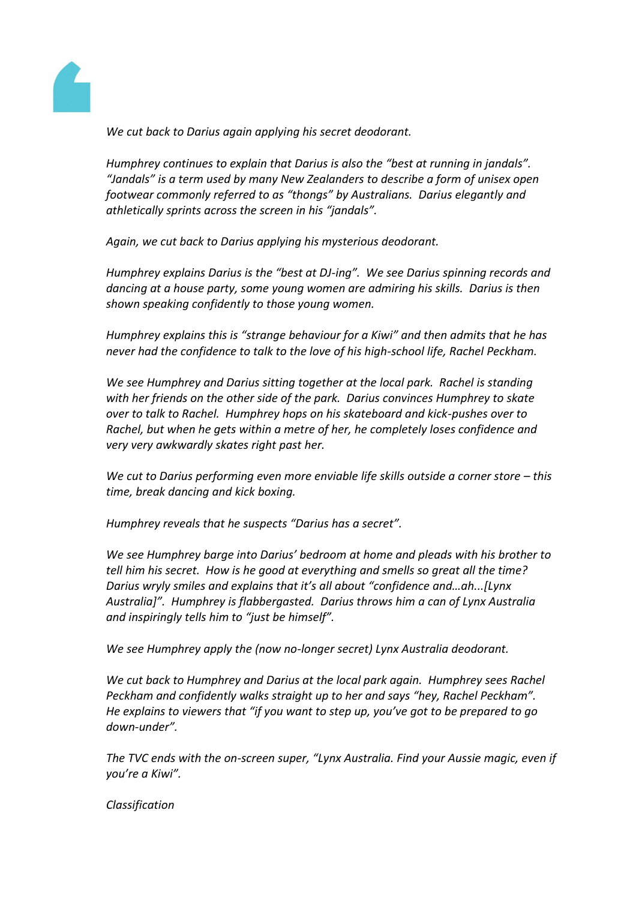*We cut back to Darius again applying his secret deodorant.*

*Humphrey continues to explain that Darius is also the "best at running in jandals". "Jandals" is a term used by many New Zealanders to describe a form of unisex open footwear commonly referred to as "thongs" by Australians. Darius elegantly and athletically sprints across the screen in his "jandals".*

*Again, we cut back to Darius applying his mysterious deodorant.*

*Humphrey explains Darius is the "best at DJ-ing". We see Darius spinning records and dancing at a house party, some young women are admiring his skills. Darius is then shown speaking confidently to those young women.*

*Humphrey explains this is "strange behaviour for a Kiwi" and then admits that he has never had the confidence to talk to the love of his high-school life, Rachel Peckham.*

*We see Humphrey and Darius sitting together at the local park. Rachel is standing with her friends on the other side of the park. Darius convinces Humphrey to skate over to talk to Rachel. Humphrey hops on his skateboard and kick-pushes over to Rachel, but when he gets within a metre of her, he completely loses confidence and very very awkwardly skates right past her.*

*We cut to Darius performing even more enviable life skills outside a corner store – this time, break dancing and kick boxing.*

*Humphrey reveals that he suspects "Darius has a secret".*

*We see Humphrey barge into Darius' bedroom at home and pleads with his brother to tell him his secret. How is he good at everything and smells so great all the time? Darius wryly smiles and explains that it's all about "confidence and…ah...[Lynx Australia]". Humphrey is flabbergasted. Darius throws him a can of Lynx Australia and inspiringly tells him to "just be himself".*

*We see Humphrey apply the (now no-longer secret) Lynx Australia deodorant.*

*We cut back to Humphrey and Darius at the local park again. Humphrey sees Rachel Peckham and confidently walks straight up to her and says "hey, Rachel Peckham". He explains to viewers that "if you want to step up, you've got to be prepared to go down-under".*

*The TVC ends with the on-screen super, "Lynx Australia. Find your Aussie magic, even if you're a Kiwi".*

*Classification*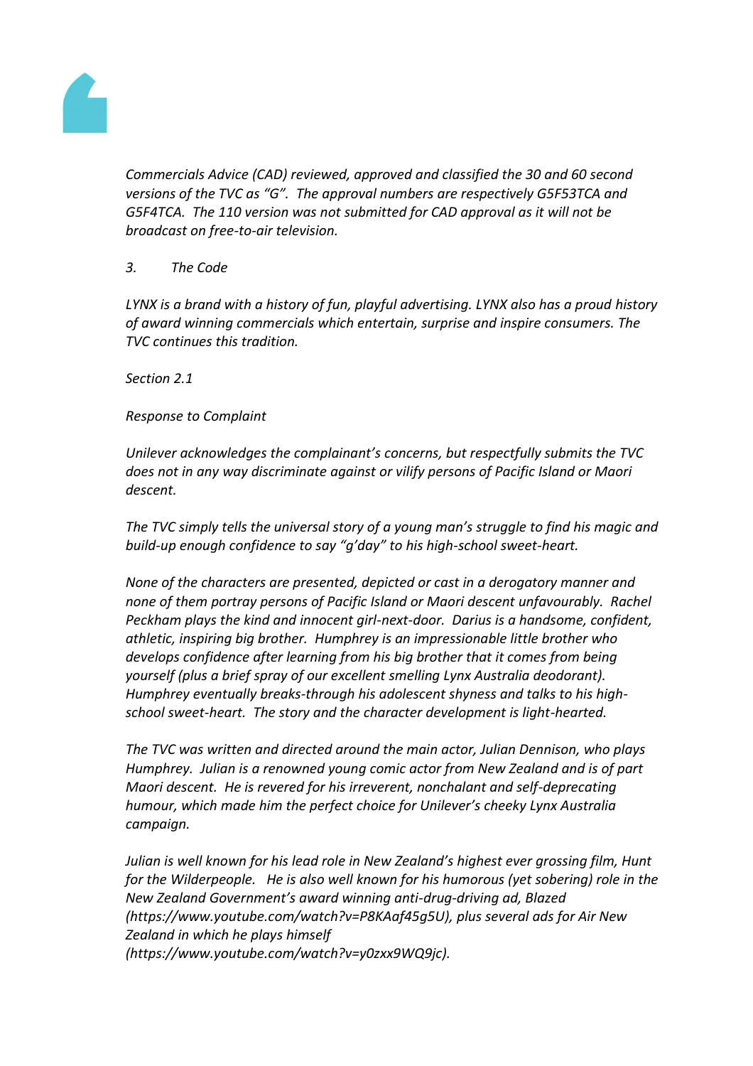*Commercials Advice (CAD) reviewed, approved and classified the 30 and 60 second versions of the TVC as “G”. The approval numbers are respectively G5F53TCA and G5F4TCA. The 110 version was not submitted for CAD approval as it will not be broadcast on free-to-air television.*

*3. The Code*

*LYNX is a brand with a history of fun, playful advertising. LYNX also has a proud history of award winning commercials which entertain, surprise and inspire consumers. The TVC continues this tradition.*

*Section 2.1*

*Response to Complaint*

*Unilever acknowledges the complainant’s concerns, but respectfully submits the TVC does not in any way discriminate against or vilify persons of Pacific Island or Maori descent.*

*The TVC simply tells the universal story of a young man’s struggle to find his magic and build-up enough confidence to say “g’day” to his high-school sweet-heart.*

*None of the characters are presented, depicted or cast in a derogatory manner and none of them portray persons of Pacific Island or Maori descent unfavourably. Rachel Peckham plays the kind and innocent girl-next-door. Darius is a handsome, confident, athletic, inspiring big brother. Humphrey is an impressionable little brother who develops confidence after learning from his big brother that it comes from being yourself (plus a brief spray of our excellent smelling Lynx Australia deodorant). Humphrey eventually breaks-through his adolescent shyness and talks to his high-school sweet-heart. The story and the character development is light-hearted.*

*The TVC was written and directed around the main actor, Julian Dennison, who plays Humphrey. Julian is a renowned young comic actor from New Zealand and is of part Maori descent. He is revered for his irreverent, nonchalant and self-deprecating humour, which made him the perfect choice for Unilever’s cheeky Lynx Australia campaign.*

*Julian is well known for his lead role in New Zealand’s highest ever grossing film, Hunt for the Wilderpeople. He is also well known for his humorous (yet sobering) role in the New Zealand Government’s award winning anti-drug-driving ad, Blazed (https://www.youtube.com/watch?v=P8KAaf45g5U), plus several ads for Air New Zealand in which he plays himself (https://www.youtube.com/watch?v=y0zxx9WQ9jc).*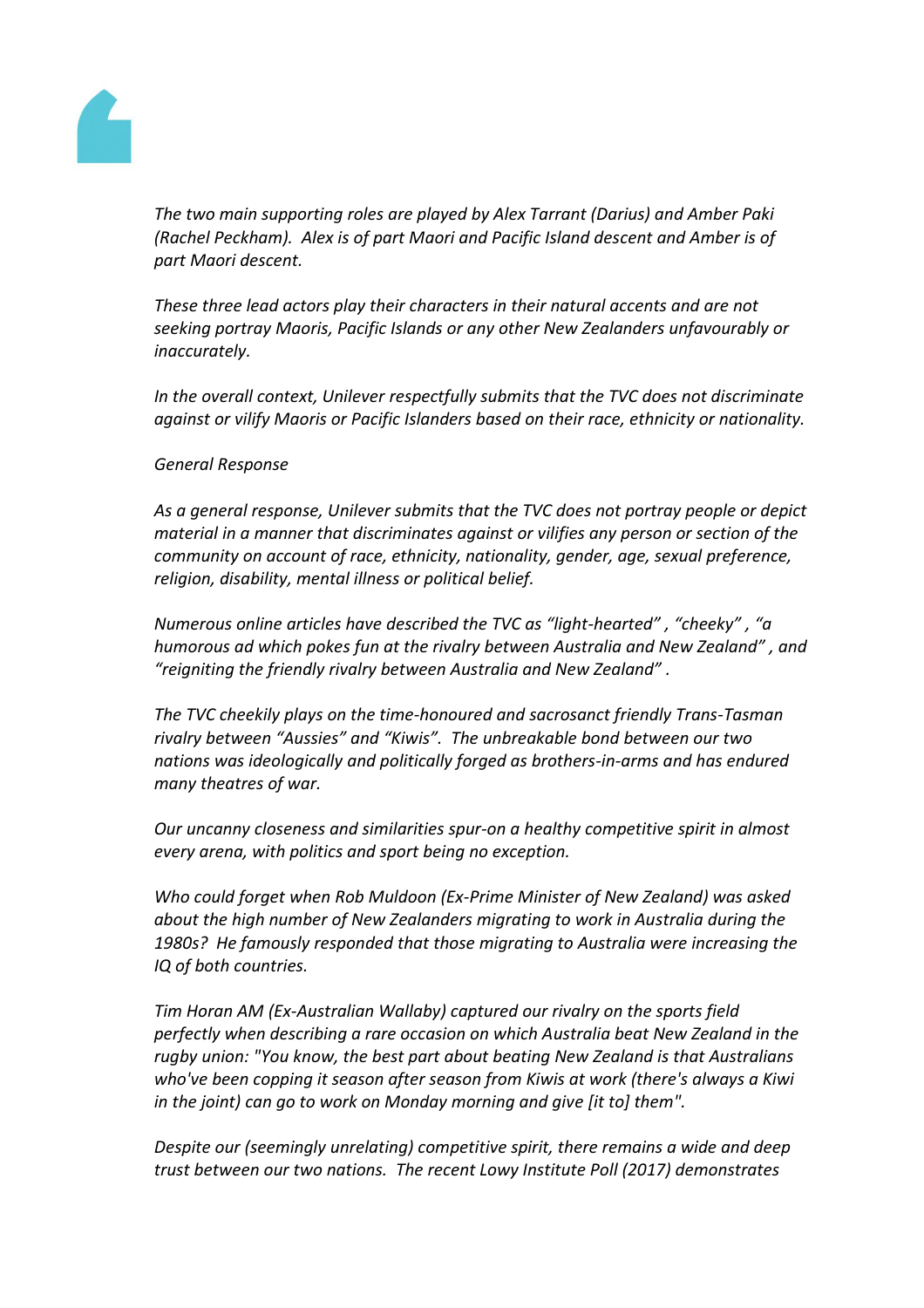*The two main supporting roles are played by Alex Tarrant (Darius) and Amber Paki (Rachel Peckham). Alex is of part Maori and Pacific Island descent and Amber is of part Maori descent.*

*These three lead actors play their characters in their natural accents and are not seeking portray Maoris, Pacific Islands or any other New Zealanders unfavourably or inaccurately.*

*In the overall context, Unilever respectfully submits that the TVC does not discriminate against or vilify Maoris or Pacific Islanders based on their race, ethnicity or nationality.*

*General Response*

*As a general response, Unilever submits that the TVC does not portray people or depict material in a manner that discriminates against or vilifies any person or section of the community on account of race, ethnicity, nationality, gender, age, sexual preference, religion, disability, mental illness or political belief.*

*Numerous online articles have described the TVC as "light-hearted" , "cheeky" , "a humorous ad which pokes fun at the rivalry between Australia and New Zealand" , and "reigniting the friendly rivalry between Australia and New Zealand" .*

*The TVC cheekily plays on the time-honoured and sacrosanct friendly Trans-Tasman rivalry between "Aussies" and "Kiwis". The unbreakable bond between our two nations was ideologically and politically forged as brothers-in-arms and has endured many theatres of war.*

*Our uncanny closeness and similarities spur-on a healthy competitive spirit in almost every arena, with politics and sport being no exception.*

*Who could forget when Rob Muldoon (Ex-Prime Minister of New Zealand) was asked about the high number of New Zealanders migrating to work in Australia during the 1980s? He famously responded that those migrating to Australia were increasing the IQ of both countries.*

*Tim Horan AM (Ex-Australian Wallaby) captured our rivalry on the sports field perfectly when describing a rare occasion on which Australia beat New Zealand in the rugby union: "You know, the best part about beating New Zealand is that Australians who've been copping it season after season from Kiwis at work (there's always a Kiwi in the joint) can go to work on Monday morning and give [it to] them".*

*Despite our (seemingly unrelating) competitive spirit, there remains a wide and deep trust between our two nations. The recent Lowy Institute Poll (2017) demonstrates*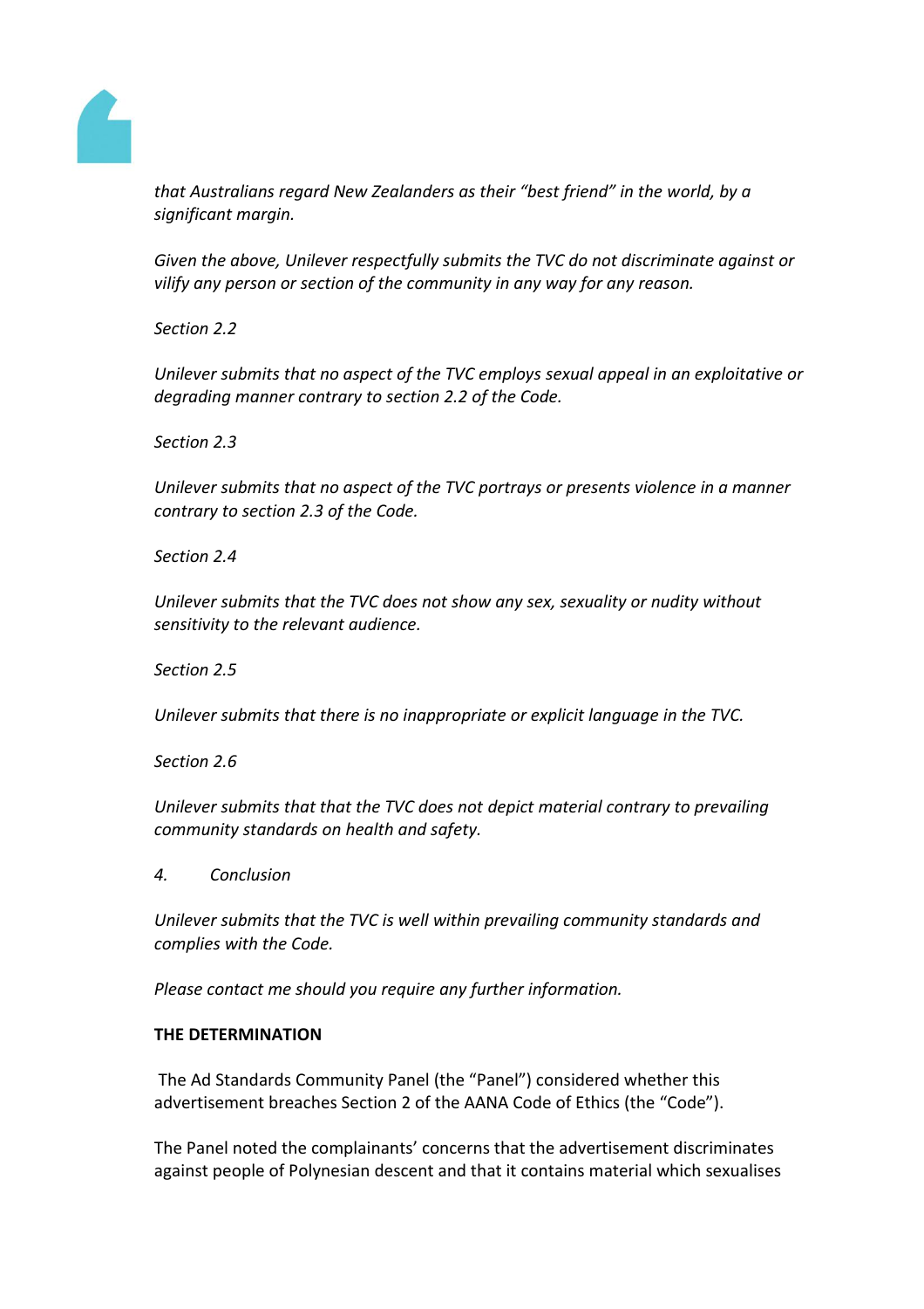*that Australians regard New Zealanders as their "best friend" in the world, by a significant margin.*

*Given the above, Unilever respectfully submits the TVC do not discriminate against or vilify any person or section of the community in any way for any reason.*

*Section 2.2*

*Unilever submits that no aspect of the TVC employs sexual appeal in an exploitative or degrading manner contrary to section 2.2 of the Code.*

*Section 2.3*

*Unilever submits that no aspect of the TVC portrays or presents violence in a manner contrary to section 2.3 of the Code.*

*Section 2.4*

*Unilever submits that the TVC does not show any sex, sexuality or nudity without sensitivity to the relevant audience.*

*Section 2.5*

*Unilever submits that there is no inappropriate or explicit language in the TVC.*

*Section 2.6*

*Unilever submits that that the TVC does not depict material contrary to prevailing community standards on health and safety.*

*4. Conclusion*

*Unilever submits that the TVC is well within prevailing community standards and complies with the Code.*

*Please contact me should you require any further information.*

**THE DETERMINATION**

The Ad Standards Community Panel (the "Panel") considered whether this advertisement breaches Section 2 of the AANA Code of Ethics (the "Code").

The Panel noted the complainants' concerns that the advertisement discriminates against people of Polynesian descent and that it contains material which sexualises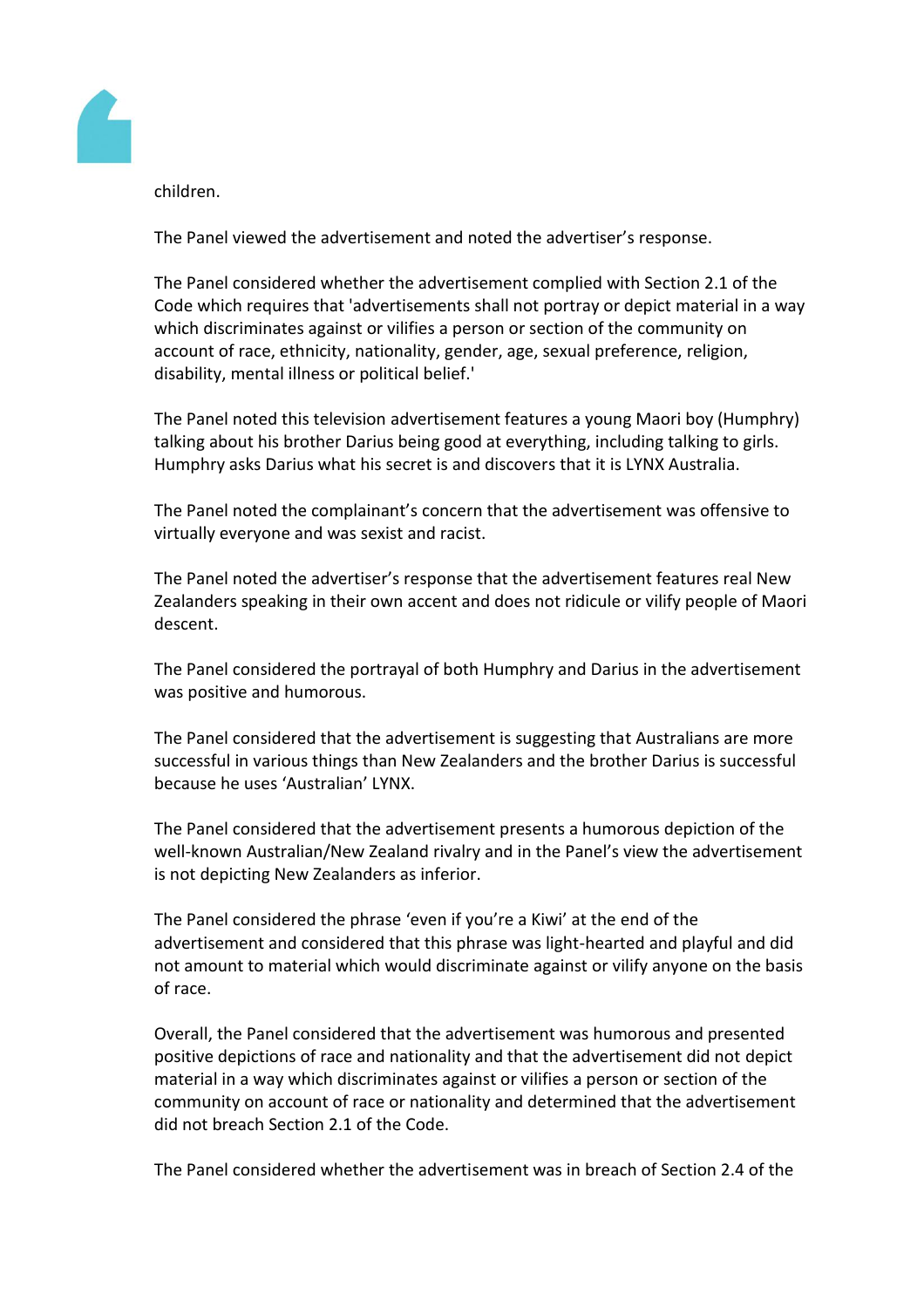children.

The Panel viewed the advertisement and noted the advertiser's response.

The Panel considered whether the advertisement complied with Section 2.1 of the Code which requires that 'advertisements shall not portray or depict material in a way which discriminates against or vilifies a person or section of the community on account of race, ethnicity, nationality, gender, age, sexual preference, religion, disability, mental illness or political belief.'

The Panel noted this television advertisement features a young Maori boy (Humphry) talking about his brother Darius being good at everything, including talking to girls. Humphry asks Darius what his secret is and discovers that it is LYNX Australia.

The Panel noted the complainant's concern that the advertisement was offensive to virtually everyone and was sexist and racist.

The Panel noted the advertiser's response that the advertisement features real New Zealanders speaking in their own accent and does not ridicule or vilify people of Maori descent.

The Panel considered the portrayal of both Humphry and Darius in the advertisement was positive and humorous.

The Panel considered that the advertisement is suggesting that Australians are more successful in various things than New Zealanders and the brother Darius is successful because he uses 'Australian' LYNX.

The Panel considered that the advertisement presents a humorous depiction of the well-known Australian/New Zealand rivalry and in the Panel's view the advertisement is not depicting New Zealanders as inferior.

The Panel considered the phrase 'even if you're a Kiwi' at the end of the advertisement and considered that this phrase was light-hearted and playful and did not amount to material which would discriminate against or vilify anyone on the basis of race.

Overall, the Panel considered that the advertisement was humorous and presented positive depictions of race and nationality and that the advertisement did not depict material in a way which discriminates against or vilifies a person or section of the community on account of race or nationality and determined that the advertisement did not breach Section 2.1 of the Code.

The Panel considered whether the advertisement was in breach of Section 2.4 of the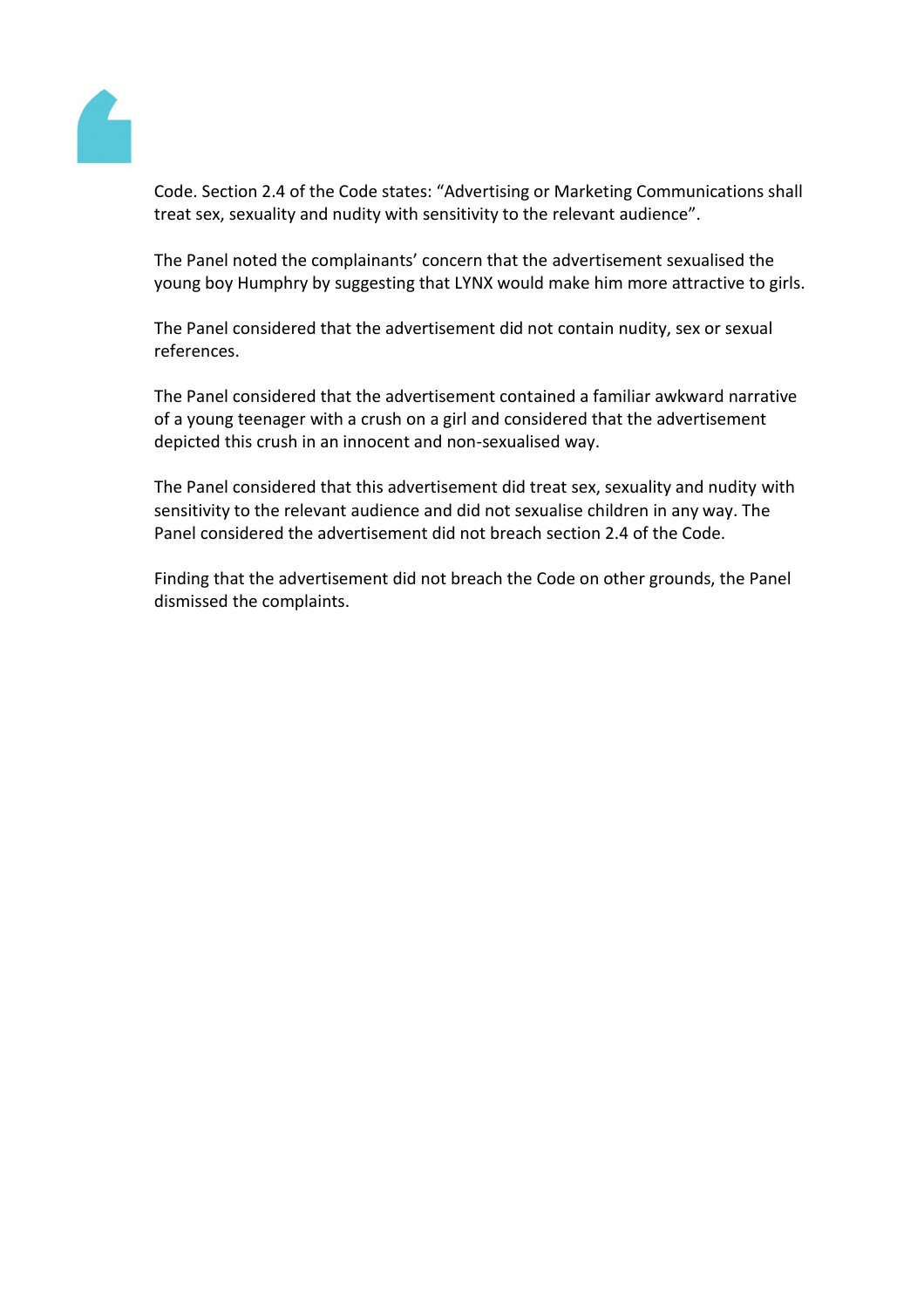Code. Section 2.4 of the Code states: “Advertising or Marketing Communications shall treat sex, sexuality and nudity with sensitivity to the relevant audience”.

The Panel noted the complainants’ concern that the advertisement sexualised the young boy Humphry by suggesting that LYNX would make him more attractive to girls.

The Panel considered that the advertisement did not contain nudity, sex or sexual references.

The Panel considered that the advertisement contained a familiar awkward narrative of a young teenager with a crush on a girl and considered that the advertisement depicted this crush in an innocent and non-sexualised way.

The Panel considered that this advertisement did treat sex, sexuality and nudity with sensitivity to the relevant audience and did not sexualise children in any way. The Panel considered the advertisement did not breach section 2.4 of the Code.

Finding that the advertisement did not breach the Code on other grounds, the Panel dismissed the complaints.